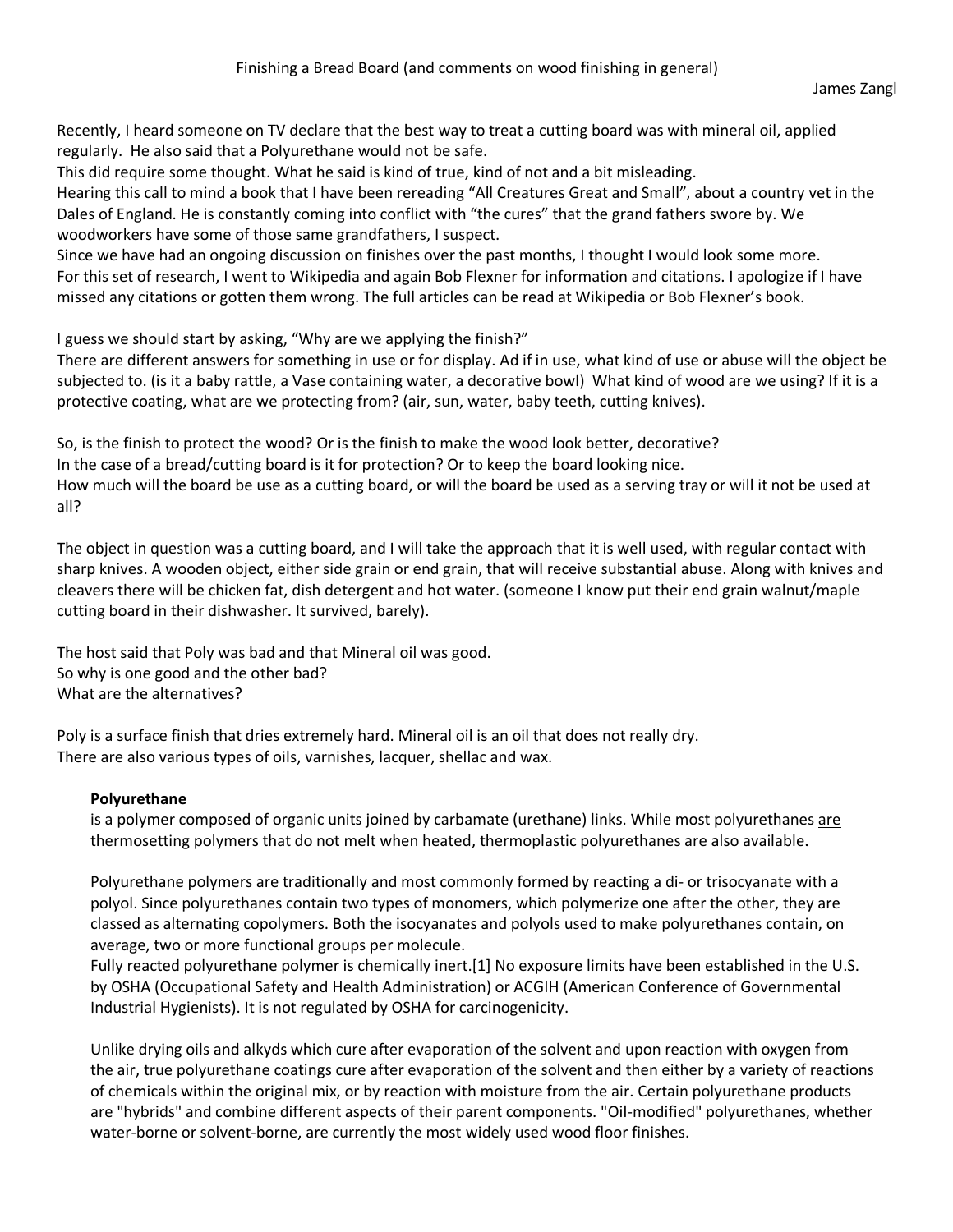# Finishing a Bread Board (and comments on wood finishing in general)

James Zangl

Recently, I heard someone on TV declare that the best way to treat a cutting board was with mineral oil, applied regularly. He also said that a Polyurethane would not be safe.
This did require some thought. What he said is kind of true, kind of not and a bit misleading.
Hearing this call to mind a book that I have been rereading "All Creatures Great and Small", about a country vet in the Dales of England. He is constantly coming into conflict with "the cures" that the grand fathers swore by. We woodworkers have some of those same grandfathers, I suspect.
Since we have had an ongoing discussion on finishes over the past months, I thought I would look some more.
For this set of research, I went to Wikipedia and again Bob Flexner for information and citations. I apologize if I have missed any citations or gotten them wrong. The full articles can be read at Wikipedia or Bob Flexner's book.

I guess we should start by asking, "Why are we applying the finish?"
There are different answers for something in use or for display. Ad if in use, what kind of use or abuse will the object be subjected to. (is it a baby rattle, a Vase containing water, a decorative bowl) What kind of wood are we using? If it is a protective coating, what are we protecting from? (air, sun, water, baby teeth, cutting knives).

So, is the finish to protect the wood? Or is the finish to make the wood look better, decorative?
In the case of a bread/cutting board is it for protection? Or to keep the board looking nice.
How much will the board be use as a cutting board, or will the board be used as a serving tray or will it not be used at all?

The object in question was a cutting board, and I will take the approach that it is well used, with regular contact with sharp knives. A wooden object, either side grain or end grain, that will receive substantial abuse. Along with knives and cleavers there will be chicken fat, dish detergent and hot water. (someone I know put their end grain walnut/maple cutting board in their dishwasher. It survived, barely).

The host said that Poly was bad and that Mineral oil was good.
So why is one good and the other bad?
What are the alternatives?

Poly is a surface finish that dries extremely hard. Mineral oil is an oil that does not really dry.
There are also various types of oils, varnishes, lacquer, shellac and wax.

**Polyurethane**
is a polymer composed of organic units joined by carbamate (urethane) links. While most polyurethanes are thermosetting polymers that do not melt when heated, thermoplastic polyurethanes are also available**.**

Polyurethane polymers are traditionally and most commonly formed by reacting a di- or trisocyanate with a polyol. Since polyurethanes contain two types of monomers, which polymerize one after the other, they are classed as alternating copolymers. Both the isocyanates and polyols used to make polyurethanes contain, on average, two or more functional groups per molecule.
Fully reacted polyurethane polymer is chemically inert.[1] No exposure limits have been established in the U.S. by OSHA (Occupational Safety and Health Administration) or ACGIH (American Conference of Governmental Industrial Hygienists). It is not regulated by OSHA for carcinogenicity.

Unlike drying oils and alkyds which cure after evaporation of the solvent and upon reaction with oxygen from the air, true polyurethane coatings cure after evaporation of the solvent and then either by a variety of reactions of chemicals within the original mix, or by reaction with moisture from the air. Certain polyurethane products are "hybrids" and combine different aspects of their parent components. "Oil-modified" polyurethanes, whether water-borne or solvent-borne, are currently the most widely used wood floor finishes.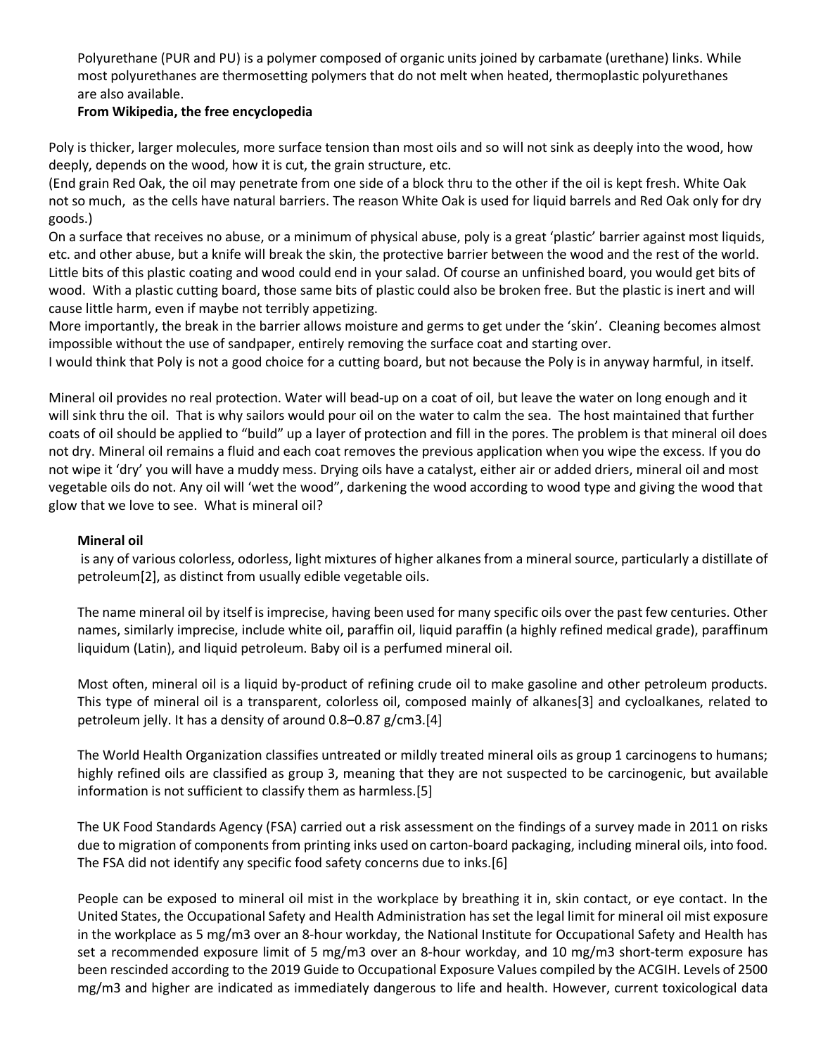Polyurethane (PUR and PU) is a polymer composed of organic units joined by carbamate (urethane) links. While most polyurethanes are thermosetting polymers that do not melt when heated, thermoplastic polyurethanes are also available.

**From Wikipedia, the free encyclopedia**

Poly is thicker, larger molecules, more surface tension than most oils and so will not sink as deeply into the wood, how deeply, depends on the wood, how it is cut, the grain structure, etc.

(End grain Red Oak, the oil may penetrate from one side of a block thru to the other if the oil is kept fresh. White Oak not so much, as the cells have natural barriers. The reason White Oak is used for liquid barrels and Red Oak only for dry goods.)

On a surface that receives no abuse, or a minimum of physical abuse, poly is a great 'plastic' barrier against most liquids, etc. and other abuse, but a knife will break the skin, the protective barrier between the wood and the rest of the world. Little bits of this plastic coating and wood could end in your salad. Of course an unfinished board, you would get bits of wood. With a plastic cutting board, those same bits of plastic could also be broken free. But the plastic is inert and will cause little harm, even if maybe not terribly appetizing.

More importantly, the break in the barrier allows moisture and germs to get under the 'skin'. Cleaning becomes almost impossible without the use of sandpaper, entirely removing the surface coat and starting over.

I would think that Poly is not a good choice for a cutting board, but not because the Poly is in anyway harmful, in itself.

Mineral oil provides no real protection. Water will bead-up on a coat of oil, but leave the water on long enough and it will sink thru the oil. That is why sailors would pour oil on the water to calm the sea. The host maintained that further coats of oil should be applied to "build" up a layer of protection and fill in the pores. The problem is that mineral oil does not dry. Mineral oil remains a fluid and each coat removes the previous application when you wipe the excess. If you do not wipe it 'dry' you will have a muddy mess. Drying oils have a catalyst, either air or added driers, mineral oil and most vegetable oils do not. Any oil will 'wet the wood", darkening the wood according to wood type and giving the wood that glow that we love to see. What is mineral oil?

**Mineral oil**

is any of various colorless, odorless, light mixtures of higher alkanes from a mineral source, particularly a distillate of petroleum[2], as distinct from usually edible vegetable oils.

The name mineral oil by itself is imprecise, having been used for many specific oils over the past few centuries. Other names, similarly imprecise, include white oil, paraffin oil, liquid paraffin (a highly refined medical grade), paraffinum liquidum (Latin), and liquid petroleum. Baby oil is a perfumed mineral oil.

Most often, mineral oil is a liquid by-product of refining crude oil to make gasoline and other petroleum products. This type of mineral oil is a transparent, colorless oil, composed mainly of alkanes[3] and cycloalkanes, related to petroleum jelly. It has a density of around 0.8–0.87 g/cm3.[4]

The World Health Organization classifies untreated or mildly treated mineral oils as group 1 carcinogens to humans; highly refined oils are classified as group 3, meaning that they are not suspected to be carcinogenic, but available information is not sufficient to classify them as harmless.[5]

The UK Food Standards Agency (FSA) carried out a risk assessment on the findings of a survey made in 2011 on risks due to migration of components from printing inks used on carton-board packaging, including mineral oils, into food. The FSA did not identify any specific food safety concerns due to inks.[6]

People can be exposed to mineral oil mist in the workplace by breathing it in, skin contact, or eye contact. In the United States, the Occupational Safety and Health Administration has set the legal limit for mineral oil mist exposure in the workplace as 5 mg/m3 over an 8-hour workday, the National Institute for Occupational Safety and Health has set a recommended exposure limit of 5 mg/m3 over an 8-hour workday, and 10 mg/m3 short-term exposure has been rescinded according to the 2019 Guide to Occupational Exposure Values compiled by the ACGIH. Levels of 2500 mg/m3 and higher are indicated as immediately dangerous to life and health. However, current toxicological data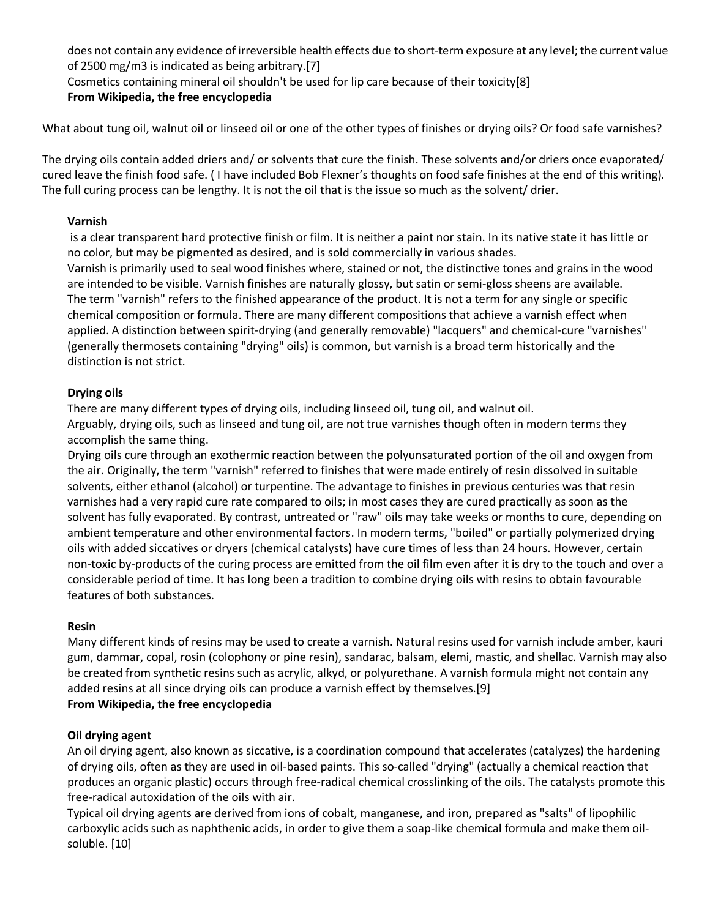does not contain any evidence of irreversible health effects due to short-term exposure at any level; the current value of 2500 mg/m3 is indicated as being arbitrary.[7]

Cosmetics containing mineral oil shouldn't be used for lip care because of their toxicity[8]

**From Wikipedia, the free encyclopedia**

What about tung oil, walnut oil or linseed oil or one of the other types of finishes or drying oils? Or food safe varnishes?

The drying oils contain added driers and/ or solvents that cure the finish. These solvents and/or driers once evaporated/ cured leave the finish food safe. ( I have included Bob Flexner's thoughts on food safe finishes at the end of this writing). The full curing process can be lengthy. It is not the oil that is the issue so much as the solvent/ drier.

**Varnish**

is a clear transparent hard protective finish or film. It is neither a paint nor stain. In its native state it has little or no color, but may be pigmented as desired, and is sold commercially in various shades.

Varnish is primarily used to seal wood finishes where, stained or not, the distinctive tones and grains in the wood are intended to be visible. Varnish finishes are naturally glossy, but satin or semi-gloss sheens are available.

The term "varnish" refers to the finished appearance of the product. It is not a term for any single or specific chemical composition or formula. There are many different compositions that achieve a varnish effect when applied. A distinction between spirit-drying (and generally removable) "lacquers" and chemical-cure "varnishes" (generally thermosets containing "drying" oils) is common, but varnish is a broad term historically and the distinction is not strict.

**Drying oils**

There are many different types of drying oils, including linseed oil, tung oil, and walnut oil.

Arguably, drying oils, such as linseed and tung oil, are not true varnishes though often in modern terms they accomplish the same thing.

Drying oils cure through an exothermic reaction between the polyunsaturated portion of the oil and oxygen from the air. Originally, the term "varnish" referred to finishes that were made entirely of resin dissolved in suitable solvents, either ethanol (alcohol) or turpentine. The advantage to finishes in previous centuries was that resin varnishes had a very rapid cure rate compared to oils; in most cases they are cured practically as soon as the solvent has fully evaporated. By contrast, untreated or "raw" oils may take weeks or months to cure, depending on ambient temperature and other environmental factors. In modern terms, "boiled" or partially polymerized drying oils with added siccatives or dryers (chemical catalysts) have cure times of less than 24 hours. However, certain non-toxic by-products of the curing process are emitted from the oil film even after it is dry to the touch and over a considerable period of time. It has long been a tradition to combine drying oils with resins to obtain favourable features of both substances.

**Resin**

Many different kinds of resins may be used to create a varnish. Natural resins used for varnish include amber, kauri gum, dammar, copal, rosin (colophony or pine resin), sandarac, balsam, elemi, mastic, and shellac. Varnish may also be created from synthetic resins such as acrylic, alkyd, or polyurethane. A varnish formula might not contain any added resins at all since drying oils can produce a varnish effect by themselves.[9]

**From Wikipedia, the free encyclopedia**

**Oil drying agent**

An oil drying agent, also known as siccative, is a coordination compound that accelerates (catalyzes) the hardening of drying oils, often as they are used in oil-based paints. This so-called "drying" (actually a chemical reaction that produces an organic plastic) occurs through free-radical chemical crosslinking of the oils. The catalysts promote this free-radical autoxidation of the oils with air.

Typical oil drying agents are derived from ions of cobalt, manganese, and iron, prepared as "salts" of lipophilic carboxylic acids such as naphthenic acids, in order to give them a soap-like chemical formula and make them oil-soluble. [10]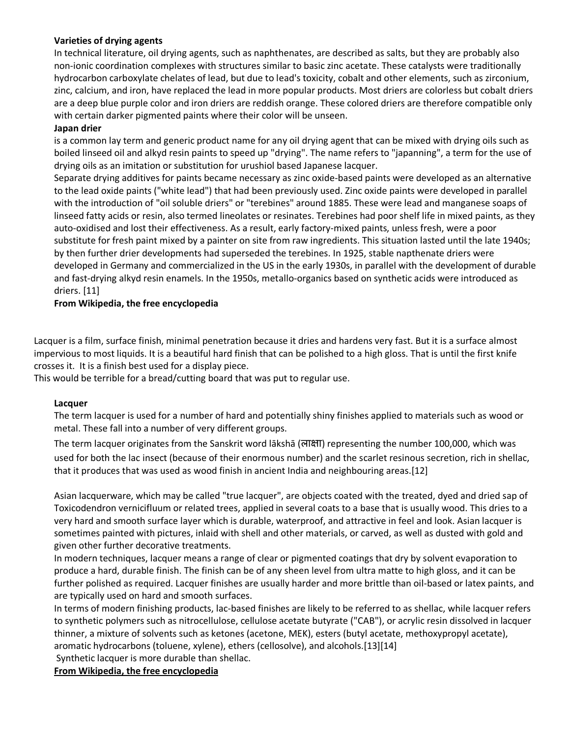**Varieties of drying agents**

In technical literature, oil drying agents, such as naphthenates, are described as salts, but they are probably also non-ionic coordination complexes with structures similar to basic zinc acetate. These catalysts were traditionally hydrocarbon carboxylate chelates of lead, but due to lead's toxicity, cobalt and other elements, such as zirconium, zinc, calcium, and iron, have replaced the lead in more popular products. Most driers are colorless but cobalt driers are a deep blue purple color and iron driers are reddish orange. These colored driers are therefore compatible only with certain darker pigmented paints where their color will be unseen.

**Japan drier**

is a common lay term and generic product name for any oil drying agent that can be mixed with drying oils such as boiled linseed oil and alkyd resin paints to speed up "drying". The name refers to "japanning", a term for the use of drying oils as an imitation or substitution for urushiol based Japanese lacquer.

Separate drying additives for paints became necessary as zinc oxide-based paints were developed as an alternative to the lead oxide paints ("white lead") that had been previously used. Zinc oxide paints were developed in parallel with the introduction of "oil soluble driers" or "terebines" around 1885. These were lead and manganese soaps of linseed fatty acids or resin, also termed lineolates or resinates. Terebines had poor shelf life in mixed paints, as they auto-oxidised and lost their effectiveness. As a result, early factory-mixed paints, unless fresh, were a poor substitute for fresh paint mixed by a painter on site from raw ingredients. This situation lasted until the late 1940s; by then further drier developments had superseded the terebines. In 1925, stable napthenate driers were developed in Germany and commercialized in the US in the early 1930s, in parallel with the development of durable and fast-drying alkyd resin enamels. In the 1950s, metallo-organics based on synthetic acids were introduced as driers. [11]

**From Wikipedia, the free encyclopedia**

Lacquer is a film, surface finish, minimal penetration because it dries and hardens very fast. But it is a surface almost impervious to most liquids. It is a beautiful hard finish that can be polished to a high gloss. That is until the first knife crosses it. It is a finish best used for a display piece.

This would be terrible for a bread/cutting board that was put to regular use.

**Lacquer**

The term lacquer is used for a number of hard and potentially shiny finishes applied to materials such as wood or metal. These fall into a number of very different groups.

The term lacquer originates from the Sanskrit word lākshā (लाक्षा) representing the number 100,000, which was used for both the lac insect (because of their enormous number) and the scarlet resinous secretion, rich in shellac, that it produces that was used as wood finish in ancient India and neighbouring areas.[12]

Asian lacquerware, which may be called "true lacquer", are objects coated with the treated, dyed and dried sap of Toxicodendron vernicifluum or related trees, applied in several coats to a base that is usually wood. This dries to a very hard and smooth surface layer which is durable, waterproof, and attractive in feel and look. Asian lacquer is sometimes painted with pictures, inlaid with shell and other materials, or carved, as well as dusted with gold and given other further decorative treatments.

In modern techniques, lacquer means a range of clear or pigmented coatings that dry by solvent evaporation to produce a hard, durable finish. The finish can be of any sheen level from ultra matte to high gloss, and it can be further polished as required. Lacquer finishes are usually harder and more brittle than oil-based or latex paints, and are typically used on hard and smooth surfaces.

In terms of modern finishing products, lac-based finishes are likely to be referred to as shellac, while lacquer refers to synthetic polymers such as nitrocellulose, cellulose acetate butyrate ("CAB"), or acrylic resin dissolved in lacquer thinner, a mixture of solvents such as ketones (acetone, MEK), esters (butyl acetate, methoxypropyl acetate), aromatic hydrocarbons (toluene, xylene), ethers (cellosolve), and alcohols.[13][14]

Synthetic lacquer is more durable than shellac.

**From Wikipedia, the free encyclopedia**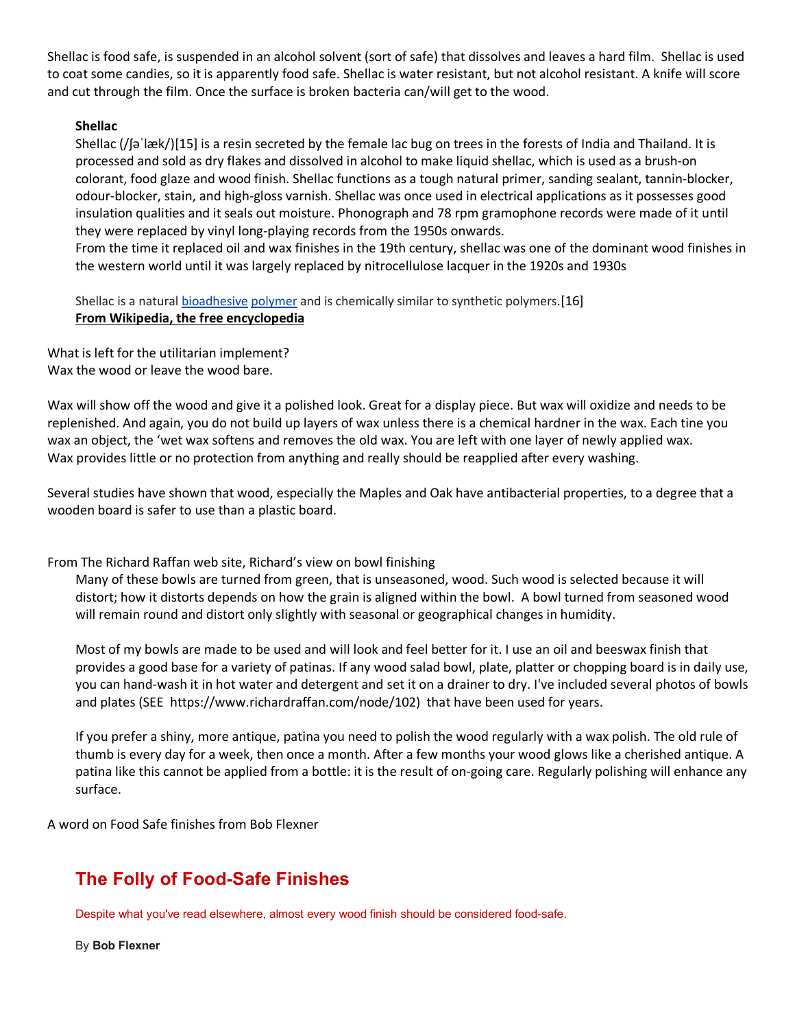Shellac is food safe, is suspended in an alcohol solvent (sort of safe) that dissolves and leaves a hard film.  Shellac is used to coat some candies, so it is apparently food safe. Shellac is water resistant, but not alcohol resistant. A knife will score and cut through the film. Once the surface is broken bacteria can/will get to the wood.

> **Shellac**
> Shellac (/ʃəˈlæk/)[15] is a resin secreted by the female lac bug on trees in the forests of India and Thailand. It is processed and sold as dry flakes and dissolved in alcohol to make liquid shellac, which is used as a brush-on colorant, food glaze and wood finish. Shellac functions as a tough natural primer, sanding sealant, tannin-blocker, odour-blocker, stain, and high-gloss varnish. Shellac was once used in electrical applications as it possesses good insulation qualities and it seals out moisture. Phonograph and 78 rpm gramophone records were made of it until they were replaced by vinyl long-playing records from the 1950s onwards.
> From the time it replaced oil and wax finishes in the 19th century, shellac was one of the dominant wood finishes in the western world until it was largely replaced by nitrocellulose lacquer in the 1920s and 1930s
>
> Shellac is a natural bioadhesive polymer and is chemically similar to synthetic polymers.[16]
> **From Wikipedia, the free encyclopedia**

What is left for the utilitarian implement?
Wax the wood or leave the wood bare.

Wax will show off the wood and give it a polished look. Great for a display piece. But wax will oxidize and needs to be replenished. And again, you do not build up layers of wax unless there is a chemical hardner in the wax. Each tine you wax an object, the 'wet wax softens and removes the old wax. You are left with one layer of newly applied wax. Wax provides little or no protection from anything and really should be reapplied after every washing.

Several studies have shown that wood, especially the Maples and Oak have antibacterial properties, to a degree that a wooden board is safer to use than a plastic board.

From The Richard Raffan web site, Richard's view on bowl finishing

> Many of these bowls are turned from green, that is unseasoned, wood. Such wood is selected because it will distort; how it distorts depends on how the grain is aligned within the bowl.  A bowl turned from seasoned wood will remain round and distort only slightly with seasonal or geographical changes in humidity.
>
> Most of my bowls are made to be used and will look and feel better for it. I use an oil and beeswax finish that provides a good base for a variety of patinas. If any wood salad bowl, plate, platter or chopping board is in daily use, you can hand-wash it in hot water and detergent and set it on a drainer to dry. I've included several photos of bowls and plates (SEE  https://www.richardraffan.com/node/102)  that have been used for years.
>
> If you prefer a shiny, more antique, patina you need to polish the wood regularly with a wax polish. The old rule of thumb is every day for a week, then once a month. After a few months your wood glows like a cherished antique. A patina like this cannot be applied from a bottle: it is the result of on-going care. Regularly polishing will enhance any surface.

A word on Food Safe finishes from Bob Flexner

## The Folly of Food-Safe Finishes

Despite what you've read elsewhere, almost every wood finish should be considered food-safe.

By **Bob Flexner**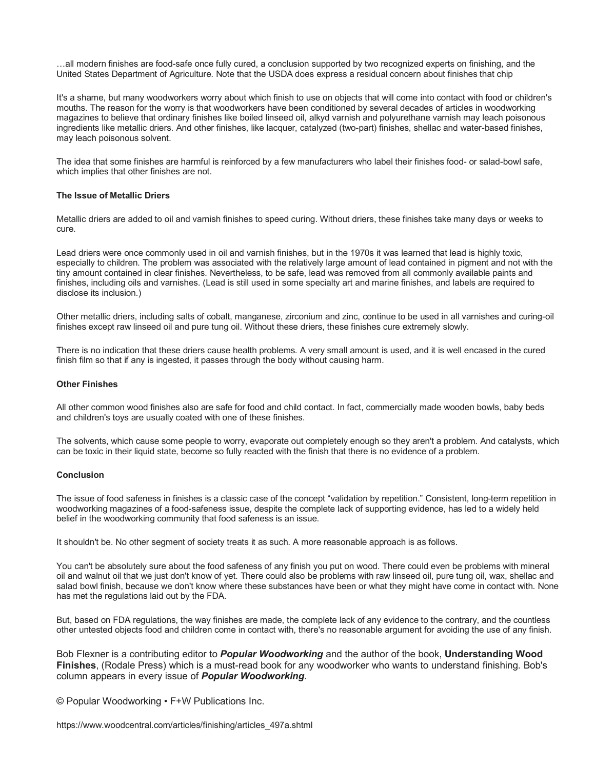…all modern finishes are food-safe once fully cured, a conclusion supported by two recognized experts on finishing, and the United States Department of Agriculture. Note that the USDA does express a residual concern about finishes that chip

It's a shame, but many woodworkers worry about which finish to use on objects that will come into contact with food or children's mouths. The reason for the worry is that woodworkers have been conditioned by several decades of articles in woodworking magazines to believe that ordinary finishes like boiled linseed oil, alkyd varnish and polyurethane varnish may leach poisonous ingredients like metallic driers. And other finishes, like lacquer, catalyzed (two-part) finishes, shellac and water-based finishes, may leach poisonous solvent.

The idea that some finishes are harmful is reinforced by a few manufacturers who label their finishes food- or salad-bowl safe, which implies that other finishes are not.

**The Issue of Metallic Driers**

Metallic driers are added to oil and varnish finishes to speed curing. Without driers, these finishes take many days or weeks to cure.

Lead driers were once commonly used in oil and varnish finishes, but in the 1970s it was learned that lead is highly toxic, especially to children. The problem was associated with the relatively large amount of lead contained in pigment and not with the tiny amount contained in clear finishes. Nevertheless, to be safe, lead was removed from all commonly available paints and finishes, including oils and varnishes. (Lead is still used in some specialty art and marine finishes, and labels are required to disclose its inclusion.)

Other metallic driers, including salts of cobalt, manganese, zirconium and zinc, continue to be used in all varnishes and curing-oil finishes except raw linseed oil and pure tung oil. Without these driers, these finishes cure extremely slowly.

There is no indication that these driers cause health problems. A very small amount is used, and it is well encased in the cured finish film so that if any is ingested, it passes through the body without causing harm.

**Other Finishes**

All other common wood finishes also are safe for food and child contact. In fact, commercially made wooden bowls, baby beds and children's toys are usually coated with one of these finishes.

The solvents, which cause some people to worry, evaporate out completely enough so they aren't a problem. And catalysts, which can be toxic in their liquid state, become so fully reacted with the finish that there is no evidence of a problem.

**Conclusion**

The issue of food safeness in finishes is a classic case of the concept "validation by repetition." Consistent, long-term repetition in woodworking magazines of a food-safeness issue, despite the complete lack of supporting evidence, has led to a widely held belief in the woodworking community that food safeness is an issue.

It shouldn't be. No other segment of society treats it as such. A more reasonable approach is as follows.

You can't be absolutely sure about the food safeness of any finish you put on wood. There could even be problems with mineral oil and walnut oil that we just don't know of yet. There could also be problems with raw linseed oil, pure tung oil, wax, shellac and salad bowl finish, because we don't know where these substances have been or what they might have come in contact with. None has met the regulations laid out by the FDA.

But, based on FDA regulations, the way finishes are made, the complete lack of any evidence to the contrary, and the countless other untested objects food and children come in contact with, there's no reasonable argument for avoiding the use of any finish.

Bob Flexner is a contributing editor to ***Popular Woodworking*** and the author of the book, **Understanding Wood Finishes**, (Rodale Press) which is a must-read book for any woodworker who wants to understand finishing. Bob's column appears in every issue of ***Popular Woodworking***.

© Popular Woodworking • F+W Publications Inc.

https://www.woodcentral.com/articles/finishing/articles_497a.shtml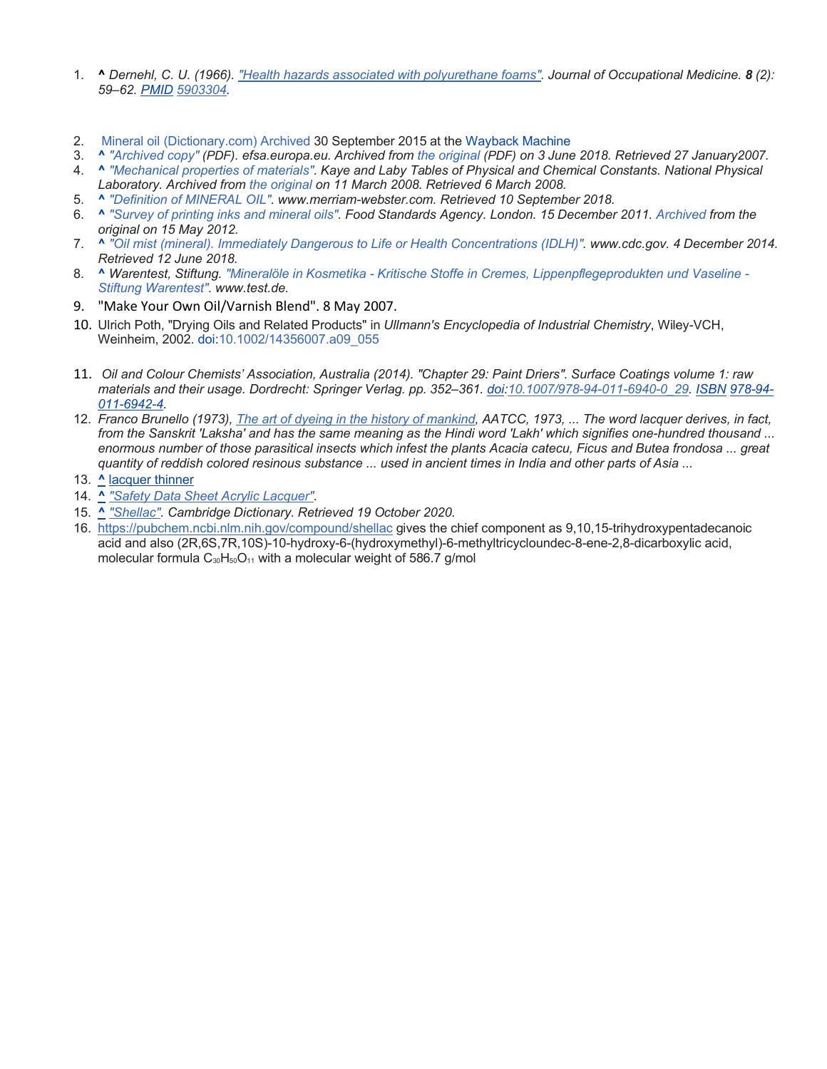1. **^** *Dernehl, C. U. (1966). "Health hazards associated with polyurethane foams". Journal of Occupational Medicine.* ***8*** *(2): 59–62. PMID 5903304.*

2. Mineral oil (Dictionary.com) Archived 30 September 2015 at the Wayback Machine
3. **^** *"Archived copy" (PDF). efsa.europa.eu. Archived from the original (PDF) on 3 June 2018. Retrieved 27 January2007.*
4. **^** *"Mechanical properties of materials". Kaye and Laby Tables of Physical and Chemical Constants. National Physical Laboratory. Archived from the original on 11 March 2008. Retrieved 6 March 2008.*
5. **^** *"Definition of MINERAL OIL". www.merriam-webster.com. Retrieved 10 September 2018.*
6. **^** *"Survey of printing inks and mineral oils". Food Standards Agency. London. 15 December 2011. Archived from the original on 15 May 2012.*
7. **^** *"Oil mist (mineral). Immediately Dangerous to Life or Health Concentrations (IDLH)". www.cdc.gov. 4 December 2014. Retrieved 12 June 2018.*
8. **^** *Warentest, Stiftung. "Mineralöle in Kosmetika - Kritische Stoffe in Cremes, Lippenpflegeprodukten und Vaseline - Stiftung Warentest". www.test.de.*
9. "Make Your Own Oil/Varnish Blend". 8 May 2007.
10. Ulrich Poth, "Drying Oils and Related Products" in *Ullmann's Encyclopedia of Industrial Chemistry*, Wiley-VCH, Weinheim, 2002. doi:10.1002/14356007.a09_055

11. *Oil and Colour Chemists' Association, Australia (2014). "Chapter 29: Paint Driers". Surface Coatings volume 1: raw materials and their usage. Dordrecht: Springer Verlag. pp. 352–361. doi:10.1007/978-94-011-6940-0_29. ISBN 978-94-011-6942-4.*
12. *Franco Brunello (1973), The art of dyeing in the history of mankind, AATCC, 1973, ... The word lacquer derives, in fact, from the Sanskrit 'Laksha' and has the same meaning as the Hindi word 'Lakh' which signifies one-hundred thousand ... enormous number of those parasitical insects which infest the plants Acacia catecu, Ficus and Butea frondosa ... great quantity of reddish colored resinous substance ... used in ancient times in India and other parts of Asia ...*
13. **^** lacquer thinner
14. **^** *"Safety Data Sheet Acrylic Lacquer".*
15. **^** *"Shellac". Cambridge Dictionary. Retrieved 19 October 2020.*
16. https://pubchem.ncbi.nlm.nih.gov/compound/shellac gives the chief component as 9,10,15-trihydroxypentadecanoic acid and also (2R,6S,7R,10S)-10-hydroxy-6-(hydroxymethyl)-6-methyltricycloundec-8-ene-2,8-dicarboxylic acid, molecular formula $C_{30}H_{50}O_{11}$ with a molecular weight of 586.7 g/mol